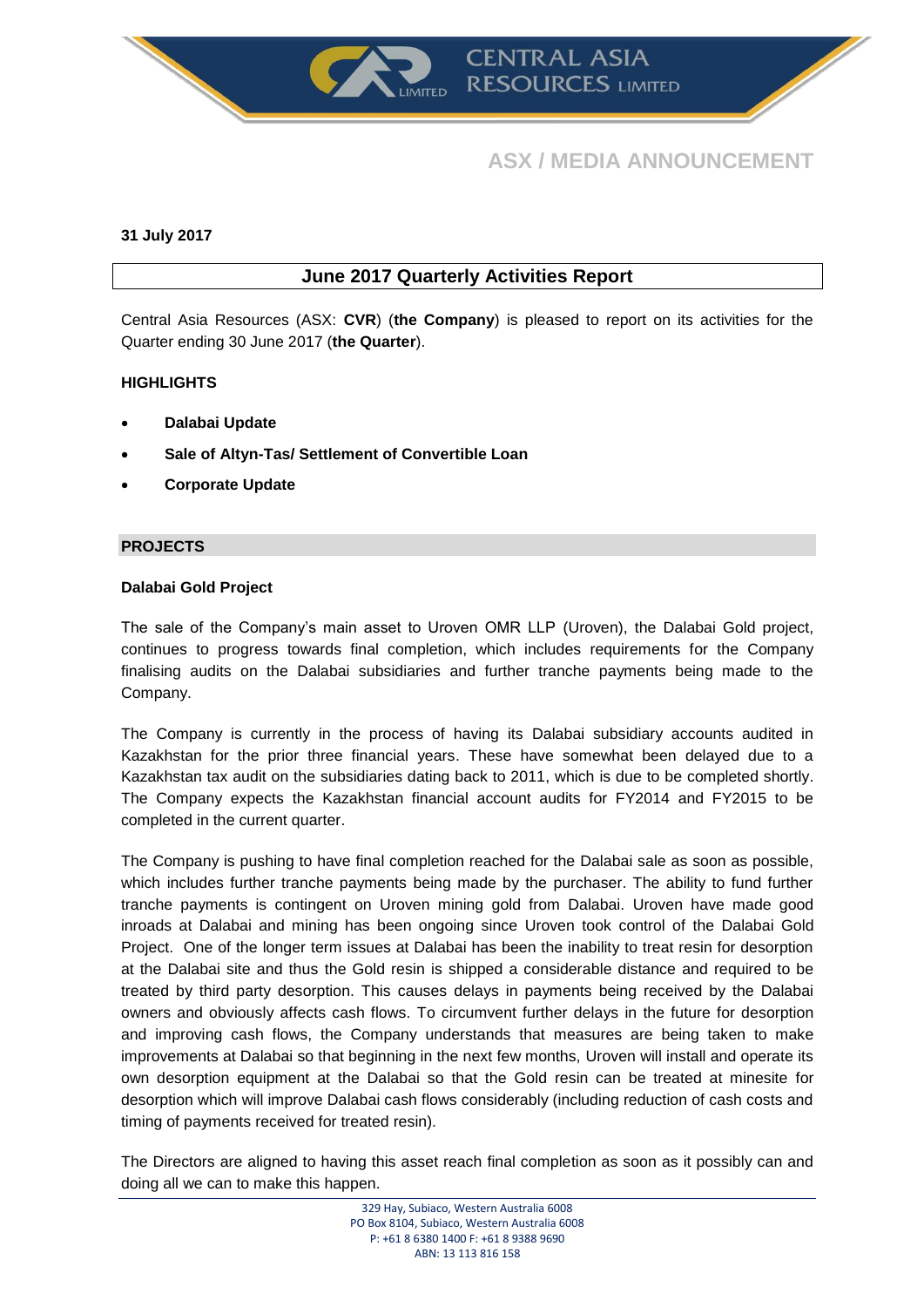# ASX / MEDIA ANNOUNCEMENT

**31 July 2017**

## June 2017 Quarterly Activities Report

Central Asia Resources (ASX: **CVR**) (**the Company**) is pleased to report on its activities for the Quarter ending 30 June 2017 (**the Quarter**).

**HIGHLIGHTS**

- **Dalabai Update**
- **Sale of Altyn-Tas/ Settlement of Convertible Loan**
- **Corporate Update**

### PROJECTS

**Dalabai Gold Project**

The sale of the Company's main asset to Uroven OMR LLP (Uroven), the Dalabai Gold project, continues to progress towards final completion, which includes requirements for the Company finalising audits on the Dalabai subsidiaries and further tranche payments being made to the Company.

The Company is currently in the process of having its Dalabai subsidiary accounts audited in Kazakhstan for the prior three financial years. These have somewhat been delayed due to a Kazakhstan tax audit on the subsidiaries dating back to 2011, which is due to be completed shortly. The Company expects the Kazakhstan financial account audits for FY2014 and FY2015 to be completed in the current quarter.

The Company is pushing to have final completion reached for the Dalabai sale as soon as possible, which includes further tranche payments being made by the purchaser. The ability to fund further tranche payments is contingent on Uroven mining gold from Dalabai. Uroven have made good inroads at Dalabai and mining has been ongoing since Uroven took control of the Dalabai Gold Project. One of the longer term issues at Dalabai has been the inability to treat resin for desorption at the Dalabai site and thus the Gold resin is shipped a considerable distance and required to be treated by third party desorption. This causes delays in payments being received by the Dalabai owners and obviously affects cash flows. To circumvent further delays in the future for desorption and improving cash flows, the Company understands that measures are being taken to make improvements at Dalabai so that beginning in the next few months, Uroven will install and operate its own desorption equipment at the Dalabai so that the Gold resin can be treated at minesite for desorption which will improve Dalabai cash flows considerably (including reduction of cash costs and timing of payments received for treated resin).

The Directors are aligned to having this asset reach final completion as soon as it possibly can and doing all we can to make this happen.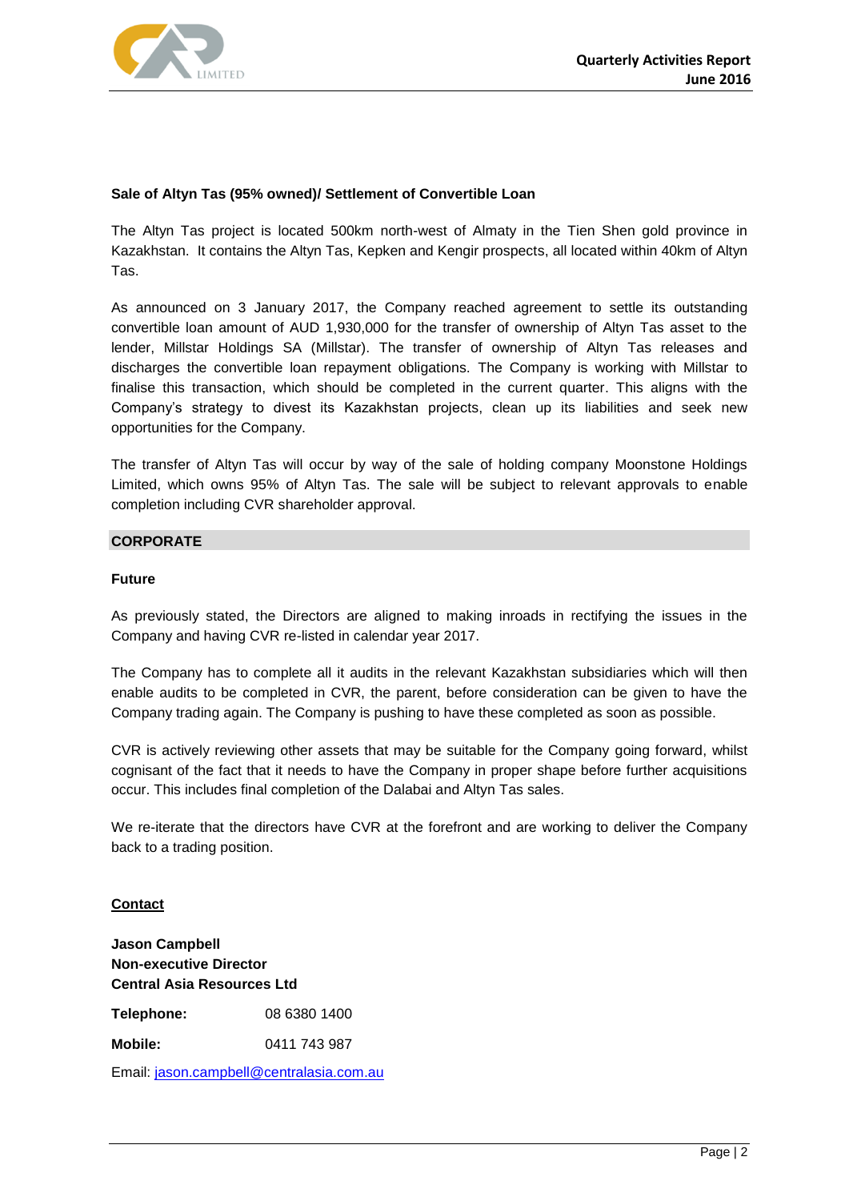**Sale of Altyn Tas (95% owned)/ Settlement of Convertible Loan**

The Altyn Tas project is located 500km north-west of Almaty in the Tien Shen gold province in Kazakhstan. It contains the Altyn Tas, Kepken and Kengir prospects, all located within 40km of Altyn Tas.

As announced on 3 January 2017, the Company reached agreement to settle its outstanding convertible loan amount of AUD 1,930,000 for the transfer of ownership of Altyn Tas asset to the lender, Millstar Holdings SA (Millstar). The transfer of ownership of Altyn Tas releases and discharges the convertible loan repayment obligations. The Company is working with Millstar to finalise this transaction, which should be completed in the current quarter. This aligns with the Company's strategy to divest its Kazakhstan projects, clean up its liabilities and seek new opportunities for the Company.

The transfer of Altyn Tas will occur by way of the sale of holding company Moonstone Holdings Limited, which owns 95% of Altyn Tas. The sale will be subject to relevant approvals to enable completion including CVR shareholder approval.

## CORPORATE

**Future**

As previously stated, the Directors are aligned to making inroads in rectifying the issues in the Company and having CVR re-listed in calendar year 2017.

The Company has to complete all it audits in the relevant Kazakhstan subsidiaries which will then enable audits to be completed in CVR, the parent, before consideration can be given to have the Company trading again. The Company is pushing to have these completed as soon as possible.

CVR is actively reviewing other assets that may be suitable for the Company going forward, whilst cognisant of the fact that it needs to have the Company in proper shape before further acquisitions occur. This includes final completion of the Dalabai and Altyn Tas sales.

We re-iterate that the directors have CVR at the forefront and are working to deliver the Company back to a trading position.

**Contact**

**Jason Campbell**
**Non-executive Director**
**Central Asia Resources Ltd**

**Telephone:** 08 6380 1400

**Mobile:** 0411 743 987

Email: jason.campbell@centralasia.com.au